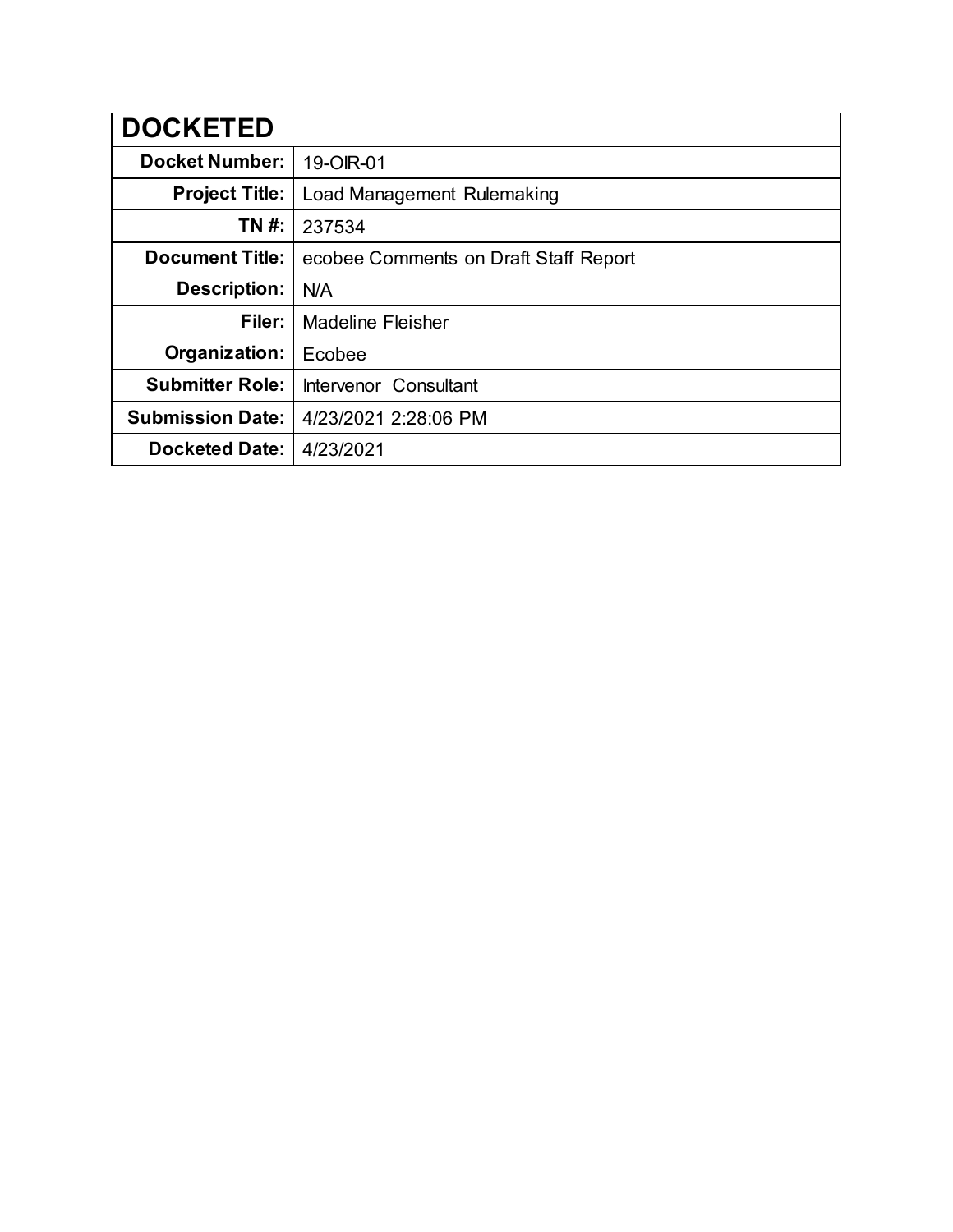| DOCKETED | |
|---|---|
| **Docket Number:** | 19-OIR-01 |
| **Project Title:** | Load Management Rulemaking |
| **TN #:** | 237534 |
| **Document Title:** | ecobee Comments on Draft Staff Report |
| **Description:** | N/A |
| **Filer:** | Madeline Fleisher |
| **Organization:** | Ecobee |
| **Submitter Role:** | Intervenor Consultant |
| **Submission Date:** | 4/23/2021 2:28:06 PM |
| **Docketed Date:** | 4/23/2021 |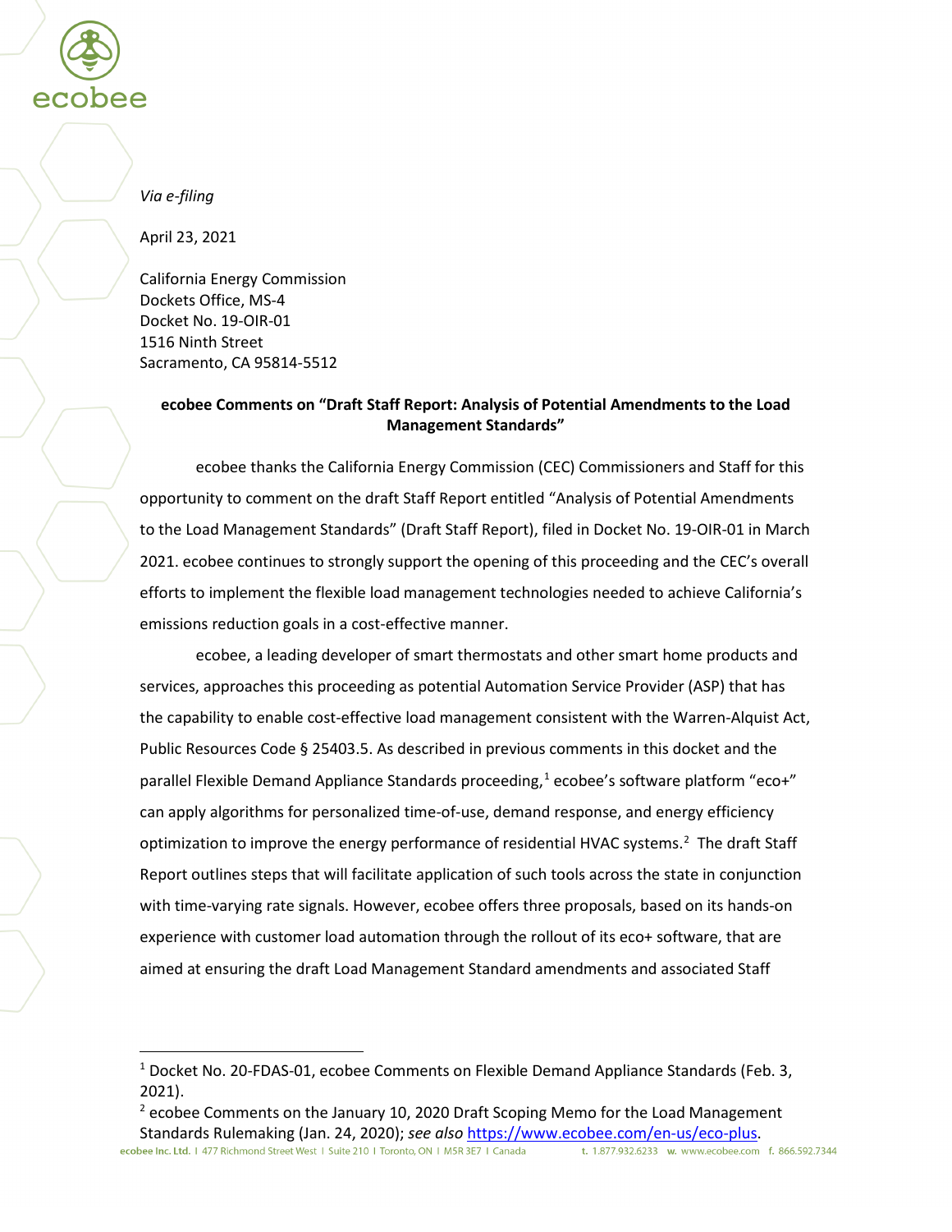*Via e-filing*

April 23, 2021

California Energy Commission
Dockets Office, MS-4
Docket No. 19-OIR-01
1516 Ninth Street
Sacramento, CA 95814-5512

**ecobee Comments on "Draft Staff Report: Analysis of Potential Amendments to the Load Management Standards"**

ecobee thanks the California Energy Commission (CEC) Commissioners and Staff for this opportunity to comment on the draft Staff Report entitled "Analysis of Potential Amendments to the Load Management Standards" (Draft Staff Report), filed in Docket No. 19-OIR-01 in March 2021. ecobee continues to strongly support the opening of this proceeding and the CEC's overall efforts to implement the flexible load management technologies needed to achieve California's emissions reduction goals in a cost-effective manner.

ecobee, a leading developer of smart thermostats and other smart home products and services, approaches this proceeding as potential Automation Service Provider (ASP) that has the capability to enable cost-effective load management consistent with the Warren-Alquist Act, Public Resources Code § 25403.5. As described in previous comments in this docket and the parallel Flexible Demand Appliance Standards proceeding,[1] ecobee's software platform "eco+" can apply algorithms for personalized time-of-use, demand response, and energy efficiency optimization to improve the energy performance of residential HVAC systems.[2] The draft Staff Report outlines steps that will facilitate application of such tools across the state in conjunction with time-varying rate signals. However, ecobee offers three proposals, based on its hands-on experience with customer load automation through the rollout of its eco+ software, that are aimed at ensuring the draft Load Management Standard amendments and associated Staff

---

[1] Docket No. 20-FDAS-01, ecobee Comments on Flexible Demand Appliance Standards (Feb. 3, 2021).

[2] ecobee Comments on the January 10, 2020 Draft Scoping Memo for the Load Management Standards Rulemaking (Jan. 24, 2020); *see also* https://www.ecobee.com/en-us/eco-plus.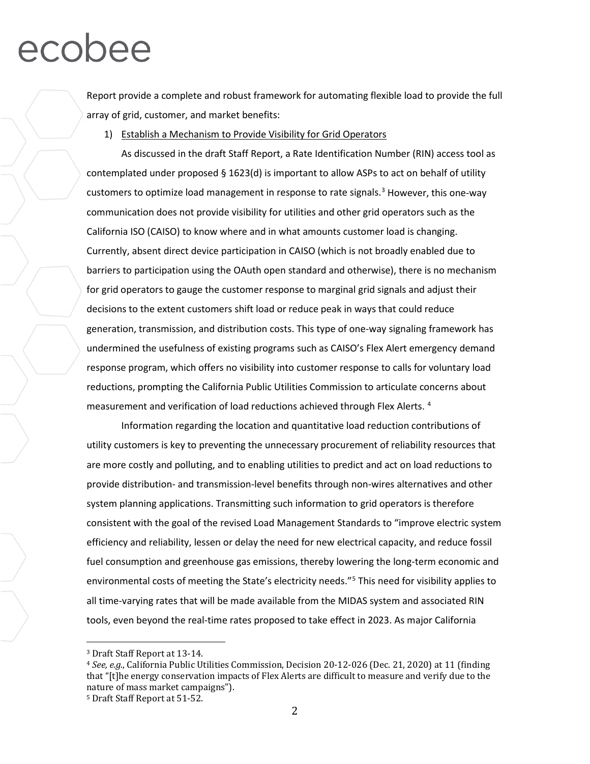Report provide a complete and robust framework for automating flexible load to provide the full array of grid, customer, and market benefits:

1) Establish a Mechanism to Provide Visibility for Grid Operators

As discussed in the draft Staff Report, a Rate Identification Number (RIN) access tool as contemplated under proposed § 1623(d) is important to allow ASPs to act on behalf of utility customers to optimize load management in response to rate signals.[3] However, this one-way communication does not provide visibility for utilities and other grid operators such as the California ISO (CAISO) to know where and in what amounts customer load is changing. Currently, absent direct device participation in CAISO (which is not broadly enabled due to barriers to participation using the OAuth open standard and otherwise), there is no mechanism for grid operators to gauge the customer response to marginal grid signals and adjust their decisions to the extent customers shift load or reduce peak in ways that could reduce generation, transmission, and distribution costs. This type of one-way signaling framework has undermined the usefulness of existing programs such as CAISO's Flex Alert emergency demand response program, which offers no visibility into customer response to calls for voluntary load reductions, prompting the California Public Utilities Commission to articulate concerns about measurement and verification of load reductions achieved through Flex Alerts.[4]

Information regarding the location and quantitative load reduction contributions of utility customers is key to preventing the unnecessary procurement of reliability resources that are more costly and polluting, and to enabling utilities to predict and act on load reductions to provide distribution- and transmission-level benefits through non-wires alternatives and other system planning applications. Transmitting such information to grid operators is therefore consistent with the goal of the revised Load Management Standards to "improve electric system efficiency and reliability, lessen or delay the need for new electrical capacity, and reduce fossil fuel consumption and greenhouse gas emissions, thereby lowering the long-term economic and environmental costs of meeting the State's electricity needs."[5] This need for visibility applies to all time-varying rates that will be made available from the MIDAS system and associated RIN tools, even beyond the real-time rates proposed to take effect in 2023. As major California

---

[3] Draft Staff Report at 13-14.

[4] *See, e.g.*, California Public Utilities Commission, Decision 20-12-026 (Dec. 21, 2020) at 11 (finding that "[t]he energy conservation impacts of Flex Alerts are difficult to measure and verify due to the nature of mass market campaigns").

[5] Draft Staff Report at 51-52.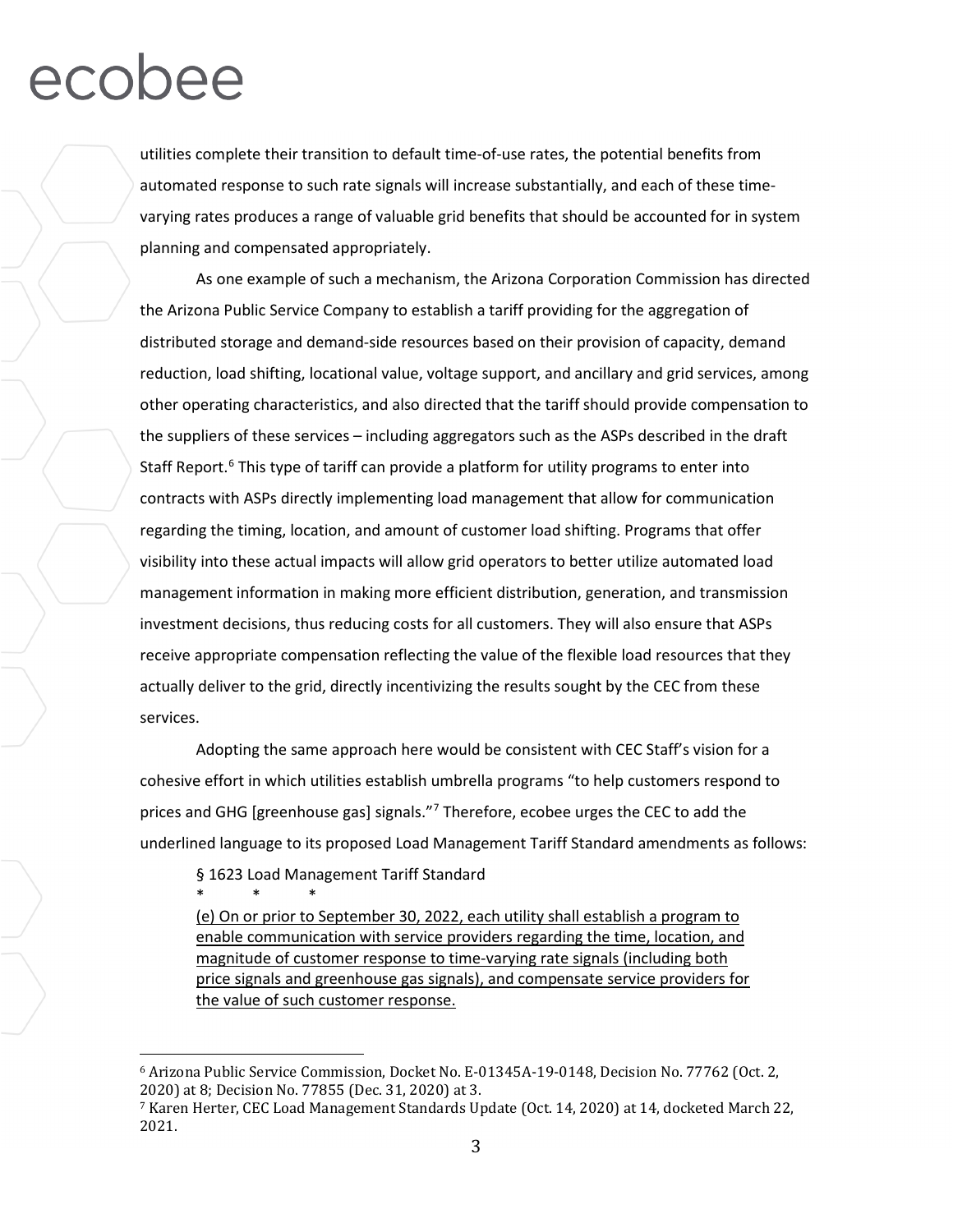utilities complete their transition to default time-of-use rates, the potential benefits from automated response to such rate signals will increase substantially, and each of these time-varying rates produces a range of valuable grid benefits that should be accounted for in system planning and compensated appropriately.

As one example of such a mechanism, the Arizona Corporation Commission has directed the Arizona Public Service Company to establish a tariff providing for the aggregation of distributed storage and demand-side resources based on their provision of capacity, demand reduction, load shifting, locational value, voltage support, and ancillary and grid services, among other operating characteristics, and also directed that the tariff should provide compensation to the suppliers of these services – including aggregators such as the ASPs described in the draft Staff Report.[6] This type of tariff can provide a platform for utility programs to enter into contracts with ASPs directly implementing load management that allow for communication regarding the timing, location, and amount of customer load shifting. Programs that offer visibility into these actual impacts will allow grid operators to better utilize automated load management information in making more efficient distribution, generation, and transmission investment decisions, thus reducing costs for all customers. They will also ensure that ASPs receive appropriate compensation reflecting the value of the flexible load resources that they actually deliver to the grid, directly incentivizing the results sought by the CEC from these services.

Adopting the same approach here would be consistent with CEC Staff's vision for a cohesive effort in which utilities establish umbrella programs "to help customers respond to prices and GHG [greenhouse gas] signals."[7] Therefore, ecobee urges the CEC to add the underlined language to its proposed Load Management Tariff Standard amendments as follows:

> § 1623 Load Management Tariff Standard
>
> \* \* \*
>
> <u>(e) On or prior to September 30, 2022, each utility shall establish a program to enable communication with service providers regarding the time, location, and magnitude of customer response to time-varying rate signals (including both price signals and greenhouse gas signals), and compensate service providers for the value of such customer response.</u>

---

[6] Arizona Public Service Commission, Docket No. E-01345A-19-0148, Decision No. 77762 (Oct. 2, 2020) at 8; Decision No. 77855 (Dec. 31, 2020) at 3.

[7] Karen Herter, CEC Load Management Standards Update (Oct. 14, 2020) at 14, docketed March 22, 2021.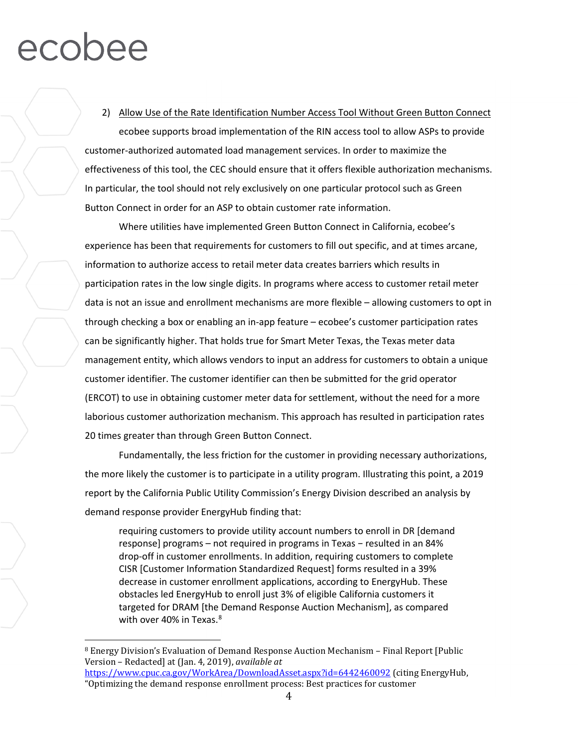2) Allow Use of the Rate Identification Number Access Tool Without Green Button Connect

ecobee supports broad implementation of the RIN access tool to allow ASPs to provide customer-authorized automated load management services. In order to maximize the effectiveness of this tool, the CEC should ensure that it offers flexible authorization mechanisms. In particular, the tool should not rely exclusively on one particular protocol such as Green Button Connect in order for an ASP to obtain customer rate information.

Where utilities have implemented Green Button Connect in California, ecobee's experience has been that requirements for customers to fill out specific, and at times arcane, information to authorize access to retail meter data creates barriers which results in participation rates in the low single digits. In programs where access to customer retail meter data is not an issue and enrollment mechanisms are more flexible – allowing customers to opt in through checking a box or enabling an in-app feature – ecobee's customer participation rates can be significantly higher. That holds true for Smart Meter Texas, the Texas meter data management entity, which allows vendors to input an address for customers to obtain a unique customer identifier. The customer identifier can then be submitted for the grid operator (ERCOT) to use in obtaining customer meter data for settlement, without the need for a more laborious customer authorization mechanism. This approach has resulted in participation rates 20 times greater than through Green Button Connect.

Fundamentally, the less friction for the customer in providing necessary authorizations, the more likely the customer is to participate in a utility program. Illustrating this point, a 2019 report by the California Public Utility Commission's Energy Division described an analysis by demand response provider EnergyHub finding that:

> requiring customers to provide utility account numbers to enroll in DR [demand response] programs – not required in programs in Texas – resulted in an 84% drop-off in customer enrollments. In addition, requiring customers to complete CISR [Customer Information Standardized Request] forms resulted in a 39% decrease in customer enrollment applications, according to EnergyHub. These obstacles led EnergyHub to enroll just 3% of eligible California customers it targeted for DRAM [the Demand Response Auction Mechanism], as compared with over 40% in Texas.[8]

---

[8] Energy Division's Evaluation of Demand Response Auction Mechanism – Final Report [Public Version – Redacted] at (Jan. 4, 2019), *available at* https://www.cpuc.ca.gov/WorkArea/DownloadAsset.aspx?id=6442460092 (citing EnergyHub, "Optimizing the demand response enrollment process: Best practices for customer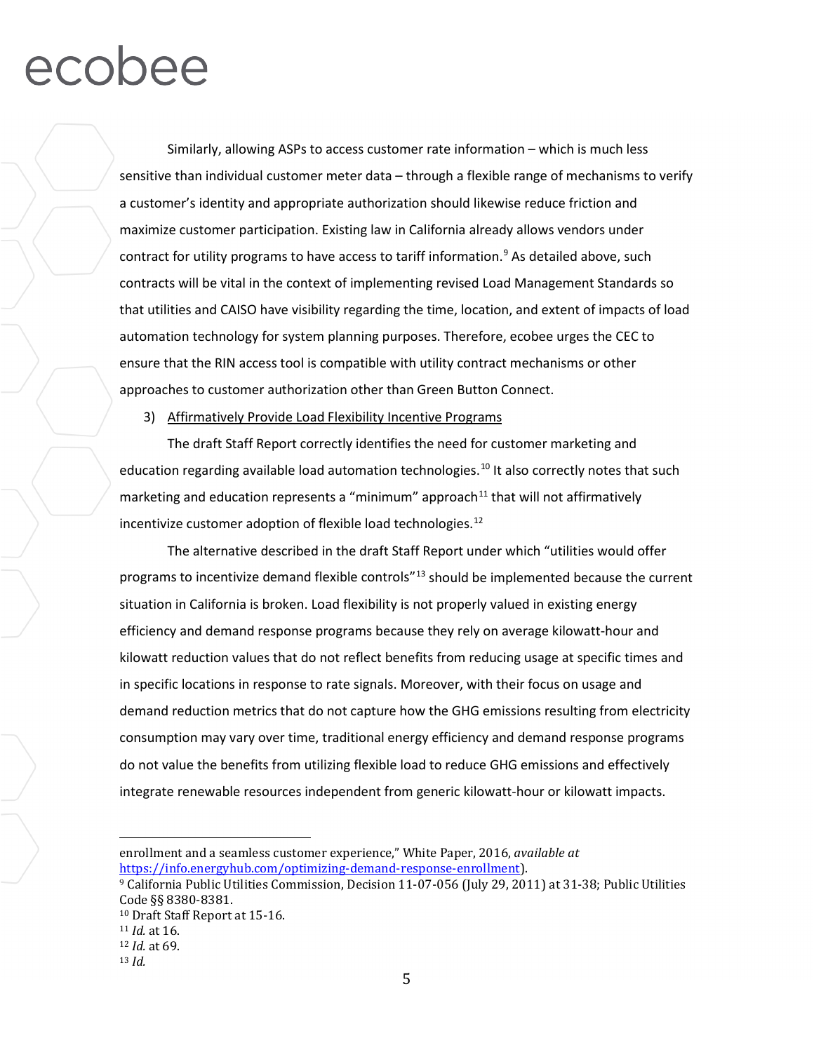Similarly, allowing ASPs to access customer rate information – which is much less sensitive than individual customer meter data – through a flexible range of mechanisms to verify a customer's identity and appropriate authorization should likewise reduce friction and maximize customer participation. Existing law in California already allows vendors under contract for utility programs to have access to tariff information.[9] As detailed above, such contracts will be vital in the context of implementing revised Load Management Standards so that utilities and CAISO have visibility regarding the time, location, and extent of impacts of load automation technology for system planning purposes. Therefore, ecobee urges the CEC to ensure that the RIN access tool is compatible with utility contract mechanisms or other approaches to customer authorization other than Green Button Connect.

3) Affirmatively Provide Load Flexibility Incentive Programs

The draft Staff Report correctly identifies the need for customer marketing and education regarding available load automation technologies.[10] It also correctly notes that such marketing and education represents a "minimum" approach[11] that will not affirmatively incentivize customer adoption of flexible load technologies.[12]

The alternative described in the draft Staff Report under which "utilities would offer programs to incentivize demand flexible controls"[13] should be implemented because the current situation in California is broken. Load flexibility is not properly valued in existing energy efficiency and demand response programs because they rely on average kilowatt-hour and kilowatt reduction values that do not reflect benefits from reducing usage at specific times and in specific locations in response to rate signals. Moreover, with their focus on usage and demand reduction metrics that do not capture how the GHG emissions resulting from electricity consumption may vary over time, traditional energy efficiency and demand response programs do not value the benefits from utilizing flexible load to reduce GHG emissions and effectively integrate renewable resources independent from generic kilowatt-hour or kilowatt impacts.

---

enrollment and a seamless customer experience," White Paper, 2016, *available at* https://info.energyhub.com/optimizing-demand-response-enrollment).

[9] California Public Utilities Commission, Decision 11-07-056 (July 29, 2011) at 31-38; Public Utilities Code §§ 8380-8381.

[10] Draft Staff Report at 15-16.

[11] *Id.* at 16.

[12] *Id.* at 69.

[13] *Id.*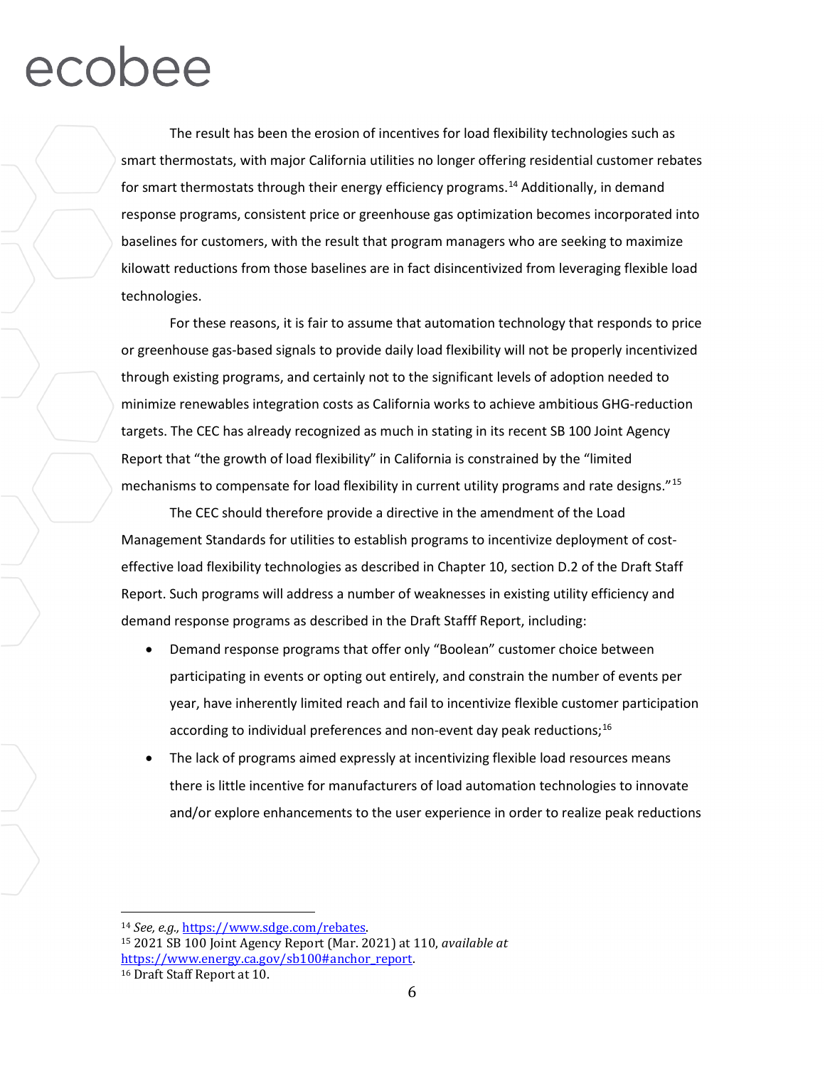The result has been the erosion of incentives for load flexibility technologies such as smart thermostats, with major California utilities no longer offering residential customer rebates for smart thermostats through their energy efficiency programs.[14] Additionally, in demand response programs, consistent price or greenhouse gas optimization becomes incorporated into baselines for customers, with the result that program managers who are seeking to maximize kilowatt reductions from those baselines are in fact disincentivized from leveraging flexible load technologies.

For these reasons, it is fair to assume that automation technology that responds to price or greenhouse gas-based signals to provide daily load flexibility will not be properly incentivized through existing programs, and certainly not to the significant levels of adoption needed to minimize renewables integration costs as California works to achieve ambitious GHG-reduction targets. The CEC has already recognized as much in stating in its recent SB 100 Joint Agency Report that "the growth of load flexibility" in California is constrained by the "limited mechanisms to compensate for load flexibility in current utility programs and rate designs."[15]

The CEC should therefore provide a directive in the amendment of the Load Management Standards for utilities to establish programs to incentivize deployment of cost-effective load flexibility technologies as described in Chapter 10, section D.2 of the Draft Staff Report. Such programs will address a number of weaknesses in existing utility efficiency and demand response programs as described in the Draft Stafff Report, including:

- Demand response programs that offer only "Boolean" customer choice between participating in events or opting out entirely, and constrain the number of events per year, have inherently limited reach and fail to incentivize flexible customer participation according to individual preferences and non-event day peak reductions;[16]
- The lack of programs aimed expressly at incentivizing flexible load resources means there is little incentive for manufacturers of load automation technologies to innovate and/or explore enhancements to the user experience in order to realize peak reductions

---

[14] *See, e.g.,* https://www.sdge.com/rebates.

[15] 2021 SB 100 Joint Agency Report (Mar. 2021) at 110, *available at* https://www.energy.ca.gov/sb100#anchor_report.

[16] Draft Staff Report at 10.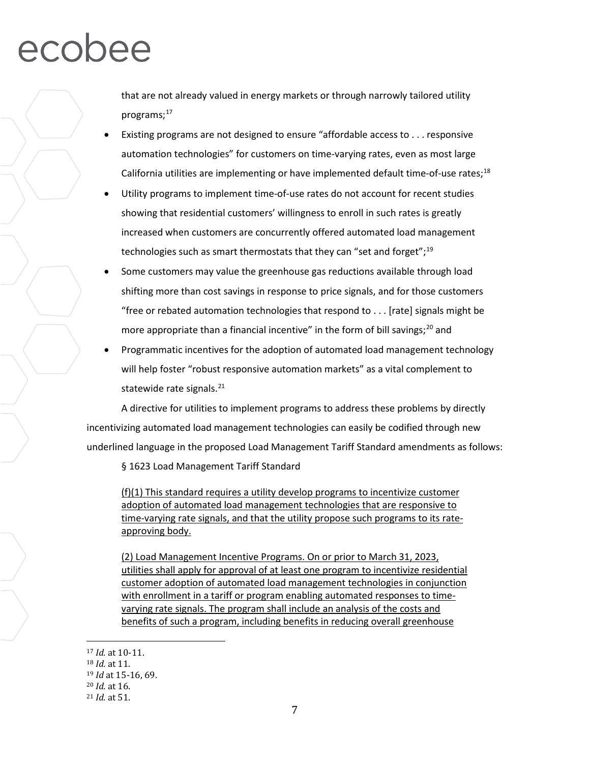that are not already valued in energy markets or through narrowly tailored utility programs;[17]

- Existing programs are not designed to ensure "affordable access to . . . responsive automation technologies" for customers on time-varying rates, even as most large California utilities are implementing or have implemented default time-of-use rates;[18]
- Utility programs to implement time-of-use rates do not account for recent studies showing that residential customers' willingness to enroll in such rates is greatly increased when customers are concurrently offered automated load management technologies such as smart thermostats that they can "set and forget";[19]
- Some customers may value the greenhouse gas reductions available through load shifting more than cost savings in response to price signals, and for those customers "free or rebated automation technologies that respond to . . . [rate] signals might be more appropriate than a financial incentive" in the form of bill savings;[20] and
- Programmatic incentives for the adoption of automated load management technology will help foster "robust responsive automation markets" as a vital complement to statewide rate signals.[21]

A directive for utilities to implement programs to address these problems by directly incentivizing automated load management technologies can easily be codified through new underlined language in the proposed Load Management Tariff Standard amendments as follows:

> § 1623 Load Management Tariff Standard
>
> <u>(f)(1) This standard requires a utility develop programs to incentivize customer adoption of automated load management technologies that are responsive to time-varying rate signals, and that the utility propose such programs to its rate-approving body.</u>
>
> <u>(2) Load Management Incentive Programs. On or prior to March 31, 2023, utilities shall apply for approval of at least one program to incentivize residential customer adoption of automated load management technologies in conjunction with enrollment in a tariff or program enabling automated responses to time-varying rate signals. The program shall include an analysis of the costs and benefits of such a program, including benefits in reducing overall greenhouse</u>

---

[17] *Id.* at 10-11.

[18] *Id.* at 11.

[19] *Id* at 15-16, 69.

[20] *Id.* at 16.

[21] *Id.* at 51.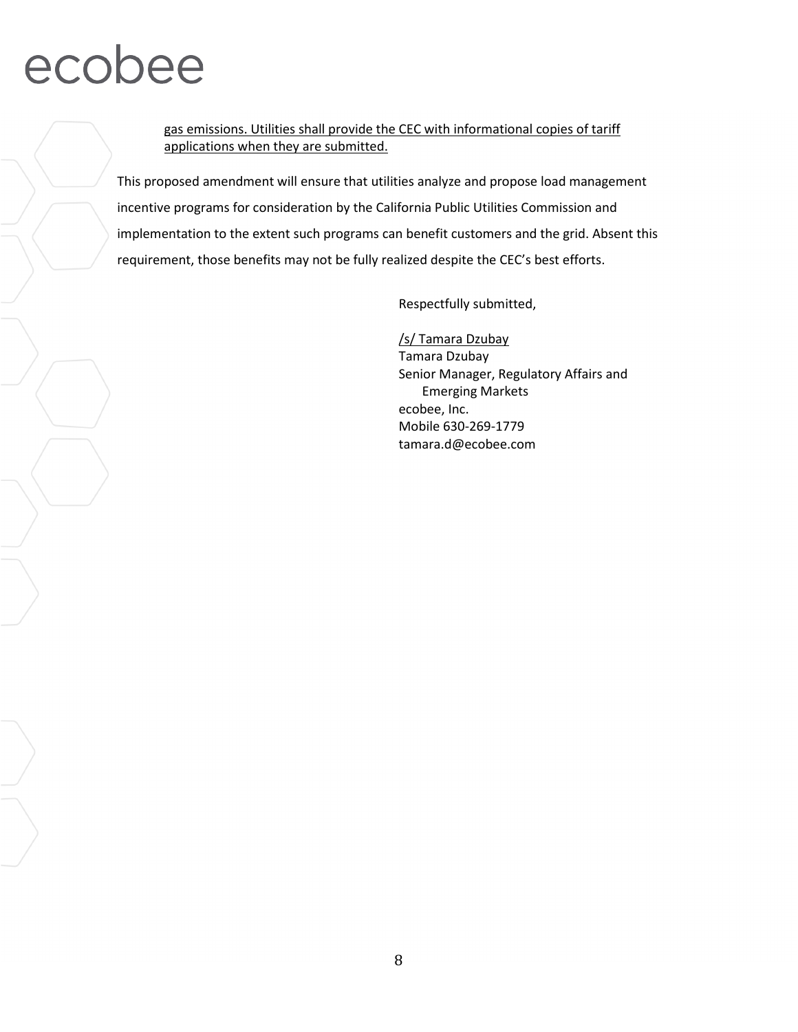<u>gas emissions. Utilities shall provide the CEC with informational copies of tariff applications when they are submitted.</u>

This proposed amendment will ensure that utilities analyze and propose load management incentive programs for consideration by the California Public Utilities Commission and implementation to the extent such programs can benefit customers and the grid. Absent this requirement, those benefits may not be fully realized despite the CEC's best efforts.

Respectfully submitted,

<u>/s/ Tamara Dzubay</u>
Tamara Dzubay
Senior Manager, Regulatory Affairs and Emerging Markets
ecobee, Inc.
Mobile 630-269-1779
tamara.d@ecobee.com